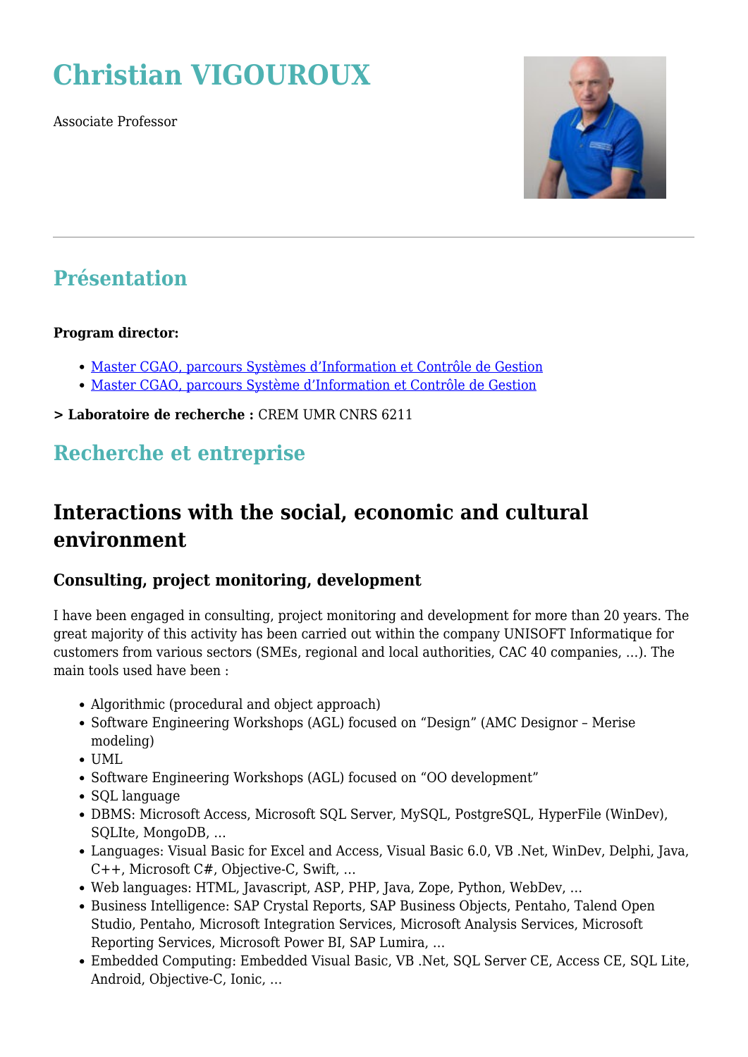# Christian VIGOUROUX

Associate Professor

---

## Présentation

**Program director:**

- [Master CGAO, parcours Systèmes d'Information et Contrôle de Gestion]()
- [Master CGAO, parcours Système d'Information et Contrôle de Gestion]()

**> Laboratoire de recherche :** CREM UMR CNRS 6211

## Recherche et entreprise

# Interactions with the social, economic and cultural environment

### Consulting, project monitoring, development

I have been engaged in consulting, project monitoring and development for more than 20 years. The great majority of this activity has been carried out within the company UNISOFT Informatique for customers from various sectors (SMEs, regional and local authorities, CAC 40 companies, ...). The main tools used have been :

- Algorithmic (procedural and object approach)
- Software Engineering Workshops (AGL) focused on "Design" (AMC Designor – Merise modeling)
- UML
- Software Engineering Workshops (AGL) focused on "OO development"
- SQL language
- DBMS: Microsoft Access, Microsoft SQL Server, MySQL, PostgreSQL, HyperFile (WinDev), SQLIte, MongoDB, ...
- Languages: Visual Basic for Excel and Access, Visual Basic 6.0, VB .Net, WinDev, Delphi, Java, C++, Microsoft C#, Objective-C, Swift, ...
- Web languages: HTML, Javascript, ASP, PHP, Java, Zope, Python, WebDev, ...
- Business Intelligence: SAP Crystal Reports, SAP Business Objects, Pentaho, Talend Open Studio, Pentaho, Microsoft Integration Services, Microsoft Analysis Services, Microsoft Reporting Services, Microsoft Power BI, SAP Lumira, ...
- Embedded Computing: Embedded Visual Basic, VB .Net, SQL Server CE, Access CE, SQL Lite, Android, Objective-C, Ionic, ...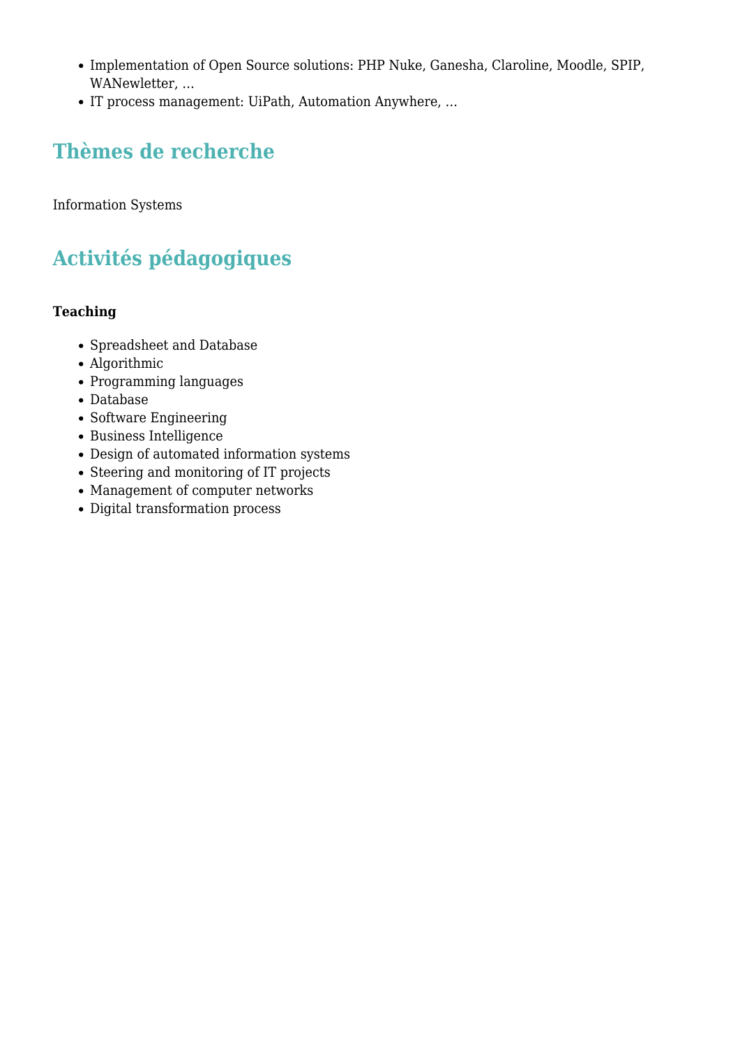- Implementation of Open Source solutions: PHP Nuke, Ganesha, Claroline, Moodle, SPIP, WANewletter, …
- IT process management: UiPath, Automation Anywhere, …

## Thèmes de recherche

Information Systems

## Activités pédagogiques

**Teaching**

- Spreadsheet and Database
- Algorithmic
- Programming languages
- Database
- Software Engineering
- Business Intelligence
- Design of automated information systems
- Steering and monitoring of IT projects
- Management of computer networks
- Digital transformation process